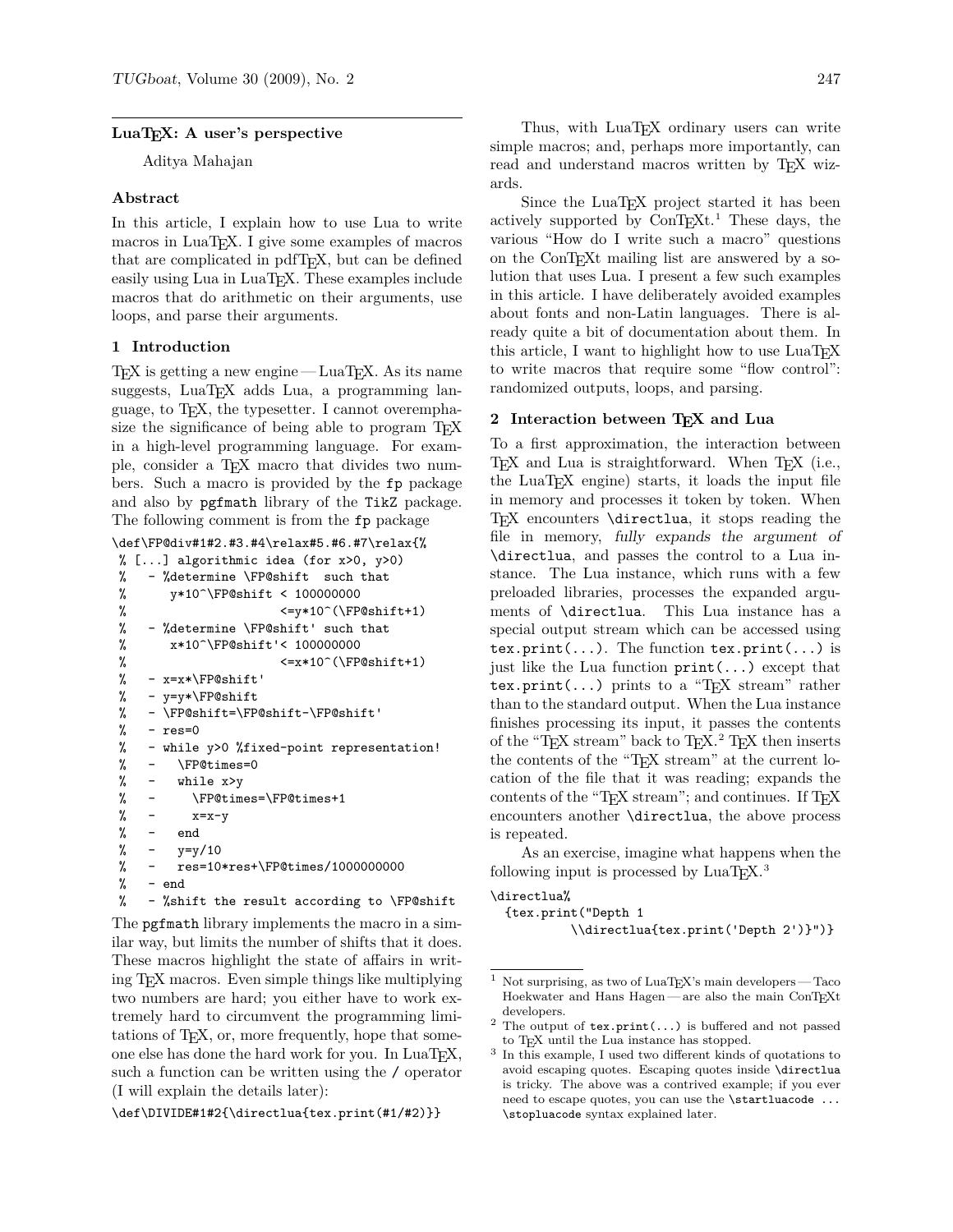# LuaTEX: A user's perspective

Aditya Mahajan

### Abstract

In this article, I explain how to use Lua to write macros in LuaTEX. I give some examples of macros that are complicated in pdfTEX, but can be defined easily using Lua in LuaTEX. These examples include macros that do arithmetic on their arguments, use loops, and parse their arguments.

## 1 Introduction

TEX is getting a new engine — LuaTEX. As its name suggests, LuaTEX adds Lua, a programming language, to TEX, the typesetter. I cannot overemphasize the significance of being able to program TEX in a high-level programming language. For example, consider a TEX macro that divides two numbers. Such a macro is provided by the fp package and also by pgfmath library of the TikZ package. The following comment is from the fp package

```
\def\FP@div#1#2.#3.#4\relax#5.#6.#7\relax{%
 % [...] algorithmic idea (for x>0, y>0)
 %   - %determine \FP@shift  such that
 %       y*10^\FP@shift < 100000000
 %                      <=y*10^(\FP@shift+1)
 %   - %determine \FP@shift' such that
 %       x*10^\FP@shift'< 100000000
 %                      <=x*10^(\FP@shift+1)
 %   - x=x*\FP@shift'
 %   - y=y*\FP@shift
 %   - \FP@shift=\FP@shift-\FP@shift'
 %   - res=0
 %   - while y>0 %fixed-point representation!
 %   -   \FP@times=0
 %   -   while x>y
 %   -     \FP@times=\FP@times+1
 %   -     x=x-y
 %   -   end
 %   -   y=y/10
 %   -   res=10*res+\FP@times/1000000000
 %   - end
 %   - %shift the result according to \FP@shift
```

The pgfmath library implements the macro in a similar way, but limits the number of shifts that it does. These macros highlight the state of affairs in writing TEX macros. Even simple things like multiplying two numbers are hard; you either have to work extremely hard to circumvent the programming limitations of TEX, or, more frequently, hope that someone else has done the hard work for you. In LuaTEX, such a function can be written using the / operator (I will explain the details later):

```
\def\DIVIDE#1#2{\directlua{tex.print(#1/#2)}}
```

Thus, with LuaTEX ordinary users can write simple macros; and, perhaps more importantly, can read and understand macros written by TEX wizards.

Since the LuaTEX project started it has been actively supported by ConTEXt.[1] These days, the various "How do I write such a macro" questions on the ConTEXt mailing list are answered by a solution that uses Lua. I present a few such examples in this article. I have deliberately avoided examples about fonts and non-Latin languages. There is already quite a bit of documentation about them. In this article, I want to highlight how to use LuaTEX to write macros that require some "flow control": randomized outputs, loops, and parsing.

## 2 Interaction between TEX and Lua

To a first approximation, the interaction between TEX and Lua is straightforward. When TEX (i.e., the LuaTEX engine) starts, it loads the input file in memory and processes it token by token. When TEX encounters `\directlua`, it stops reading the file in memory, *fully expands the argument of* `\directlua`, and passes the control to a Lua instance. The Lua instance, which runs with a few preloaded libraries, processes the expanded arguments of `\directlua`. This Lua instance has a special output stream which can be accessed using `tex.print(...)`. The function `tex.print(...)` is just like the Lua function `print(...)` except that `tex.print(...)` prints to a "TEX stream" rather than to the standard output. When the Lua instance finishes processing its input, it passes the contents of the "TEX stream" back to TEX.[2] TEX then inserts the contents of the "TEX stream" at the current location of the file that it was reading; expands the contents of the "TEX stream"; and continues. If TEX encounters another `\directlua`, the above process is repeated.

As an exercise, imagine what happens when the following input is processed by LuaTEX.[3]

```
\directlua%
  {tex.print("Depth 1
          \\directlua{tex.print('Depth 2')}")}
```

---

[1] Not surprising, as two of LuaTEX's main developers — Taco Hoekwater and Hans Hagen — are also the main ConTEXt developers.

[2] The output of `tex.print(...)` is buffered and not passed to TEX until the Lua instance has stopped.

[3] In this example, I used two different kinds of quotations to avoid escaping quotes. Escaping quotes inside `\directlua` is tricky. The above was a contrived example; if you ever need to escape quotes, you can use the `\startluacode ... \stopluacode` syntax explained later.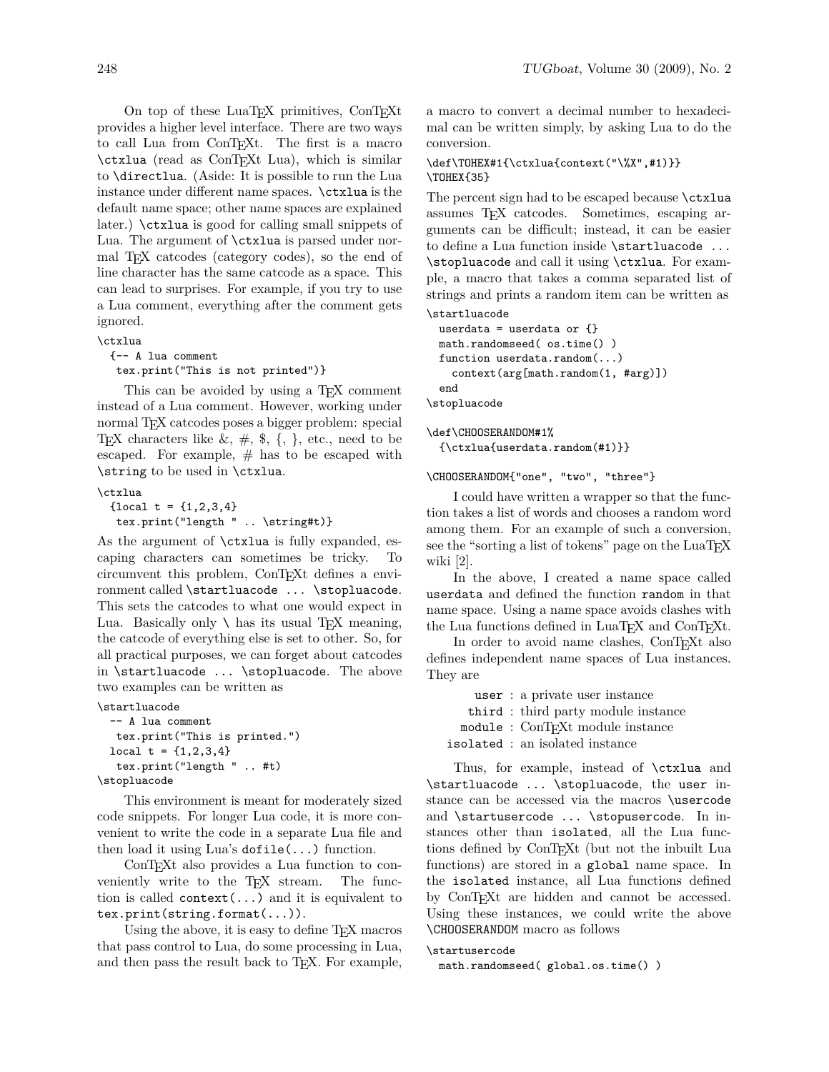On top of these LuaTeX primitives, ConTeXt provides a higher level interface. There are two ways to call Lua from ConTeXt. The first is a macro `\ctxlua` (read as ConTeXt Lua), which is similar to `\directlua`. (Aside: It is possible to run the Lua instance under different name spaces. `\ctxlua` is the default name space; other name spaces are explained later.) `\ctxlua` is good for calling small snippets of Lua. The argument of `\ctxlua` is parsed under normal TeX catcodes (category codes), so the end of line character has the same catcode as a space. This can lead to surprises. For example, if you try to use a Lua comment, everything after the comment gets ignored.

```
\ctxlua
  {-- A lua comment
   tex.print("This is not printed")}
```

This can be avoided by using a TeX comment instead of a Lua comment. However, working under normal TeX catcodes poses a bigger problem: special TeX characters like &, #, $, {, }, etc., need to be escaped. For example, # has to be escaped with `\string` to be used in `\ctxlua`.

```
\ctxlua
  {local t = {1,2,3,4}
   tex.print("length " .. \string#t)}
```

As the argument of `\ctxlua` is fully expanded, escaping characters can sometimes be tricky. To circumvent this problem, ConTeXt defines a environment called `\startluacode ... \stopluacode`. This sets the catcodes to what one would expect in Lua. Basically only `\` has its usual TeX meaning, the catcode of everything else is set to other. So, for all practical purposes, we can forget about catcodes in `\startluacode ... \stopluacode`. The above two examples can be written as

```
\startluacode
  -- A lua comment
   tex.print("This is printed.")
  local t = {1,2,3,4}
   tex.print("length " .. #t)
\stopluacode
```

This environment is meant for moderately sized code snippets. For longer Lua code, it is more convenient to write the code in a separate Lua file and then load it using Lua's `dofile(...)` function.

ConTeXt also provides a Lua function to conveniently write to the TeX stream. The function is called `context(...)` and it is equivalent to `tex.print(string.format(...))`.

Using the above, it is easy to define TeX macros that pass control to Lua, do some processing in Lua, and then pass the result back to TeX. For example, a macro to convert a decimal number to hexadecimal can be written simply, by asking Lua to do the conversion.

```
\def\TOHEX#1{\ctxlua{context("\%X",#1)}}
\TOHEX{35}
```

The percent sign had to be escaped because `\ctxlua` assumes TeX catcodes. Sometimes, escaping arguments can be difficult; instead, it can be easier to define a Lua function inside `\startluacode ... \stopluacode` and call it using `\ctxlua`. For example, a macro that takes a comma separated list of strings and prints a random item can be written as

```
\startluacode
  userdata = userdata or {}
  math.randomseed( os.time() )
  function userdata.random(...)
    context(arg[math.random(1, #arg)])
  end
\stopluacode

\def\CHOOSERANDOM#1%
  {\ctxlua{userdata.random(#1)}}

\CHOOSERANDOM{"one", "two", "three"}
```

I could have written a wrapper so that the function takes a list of words and chooses a random word among them. For an example of such a conversion, see the "sorting a list of tokens" page on the LuaTeX wiki [2].

In the above, I created a name space called `userdata` and defined the function `random` in that name space. Using a name space avoids clashes with the Lua functions defined in LuaTeX and ConTeXt.

In order to avoid name clashes, ConTeXt also defines independent name spaces of Lua instances. They are

- `user` : a private user instance
- `third` : third party module instance
- `module` : ConTeXt module instance
- `isolated` : an isolated instance

Thus, for example, instead of `\ctxlua` and `\startluacode ... \stopluacode`, the `user` instance can be accessed via the macros `\usercode` and `\startusercode ... \stopusercode`. In instances other than `isolated`, all the Lua functions defined by ConTeXt (but not the inbuilt Lua functions) are stored in a `global` name space. In the `isolated` instance, all Lua functions defined by ConTeXt are hidden and cannot be accessed. Using these instances, we could write the above `\CHOOSERANDOM` macro as follows

```
\startusercode
  math.randomseed( global.os.time() )
```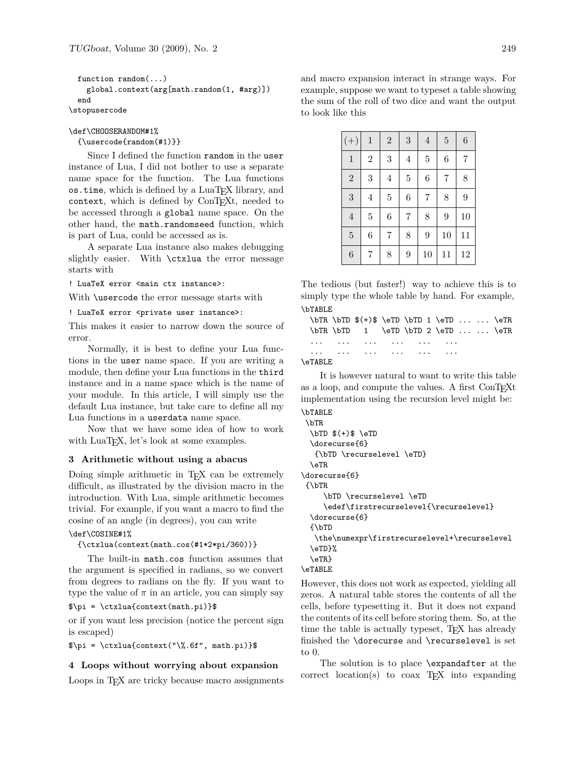```
  function random(...)
    global.context(arg[math.random(1, #arg)])
  end
\stopusercode

\def\CHOOSERANDOM#1%
  {\usercode{random(#1)}}
```

Since I defined the function `random` in the `user` instance of Lua, I did not bother to use a separate name space for the function. The Lua functions `os.time`, which is defined by a LuaTeX library, and `context`, which is defined by ConTeXt, needed to be accessed through a `global` name space. On the other hand, the `math.randomseed` function, which is part of Lua, could be accessed as is.

A separate Lua instance also makes debugging slightly easier. With `\ctxlua` the error message starts with

```
! LuaTeX error <main ctx instance>:
```

With `\usercode` the error message starts with

```
! LuaTeX error <private user instance>:
```

This makes it easier to narrow down the source of error.

Normally, it is best to define your Lua functions in the `user` name space. If you are writing a module, then define your Lua functions in the `third` instance and in a name space which is the name of your module. In this article, I will simply use the default Lua instance, but take care to define all my Lua functions in a `userdata` name space.

Now that we have some idea of how to work with LuaTeX, let's look at some examples.

## 3 Arithmetic without using a abacus

Doing simple arithmetic in TeX can be extremely difficult, as illustrated by the division macro in the introduction. With Lua, simple arithmetic becomes trivial. For example, if you want a macro to find the cosine of an angle (in degrees), you can write

```
\def\COSINE#1%
  {\ctxlua(context(math.cos(#1*2*pi/360))}
```

The built-in `math.cos` function assumes that the argument is specified in radians, so we convert from degrees to radians on the fly. If you want to type the value of $\pi$ in an article, you can simply say

```
$\pi = \ctxlua{context(math.pi)}$
```

or if you want less precision (notice the percent sign is escaped)

```
$\pi = \ctxlua{context("\%.6f", math.pi)}$
```

## 4 Loops without worrying about expansion

Loops in TeX are tricky because macro assignments and macro expansion interact in strange ways. For example, suppose we want to typeset a table showing the sum of the roll of two dice and want the output to look like this

| $(+)$ | 1 | 2 | 3 | 4 | 5 | 6 |
|---|---|---|---|---|---|---|
| 1 | 2 | 3 | 4 | 5 | 6 | 7 |
| 2 | 3 | 4 | 5 | 6 | 7 | 8 |
| 3 | 4 | 5 | 6 | 7 | 8 | 9 |
| 4 | 5 | 6 | 7 | 8 | 9 | 10 |
| 5 | 6 | 7 | 8 | 9 | 10 | 11 |
| 6 | 7 | 8 | 9 | 10 | 11 | 12 |

The tedious (but faster!) way to achieve this is to simply type the whole table by hand. For example,

```
\bTABLE
  \bTR \bTD $(+)$ \eTD \bTD 1 \eTD ... ... \eTR
  \bTR \bTD   1   \eTD \bTD 2 \eTD ... ... \eTR
  ...   ...    ...    ...    ...    ...
  ...   ...    ...    ...    ...    ...
\eTABLE
```

It is however natural to want to write this table as a loop, and compute the values. A first ConTeXt implementation using the recursion level might be:

```
\bTABLE
 \bTR
  \bTD $(+)$ \eTD
  \dorecurse{6}
   {\bTD \recurselevel \eTD}
  \eTR
\dorecurse{6}
 {\bTR
     \bTD \recurselevel \eTD
     \edef\firstrecurselevel{\recurselevel}
  \dorecurse{6}
  {\bTD
   \the\numexpr\firstrecurselevel+\recurselevel
  \eTD}%
  \eTR}
\eTABLE
```

However, this does not work as expected, yielding all zeros. A natural table stores the contents of all the cells, before typesetting it. But it does not expand the contents of its cell before storing them. So, at the time the table is actually typeset, TeX has already finished the `\dorecurse` and `\recurselevel` is set to 0.

The solution is to place `\expandafter` at the correct location(s) to coax TeX into expanding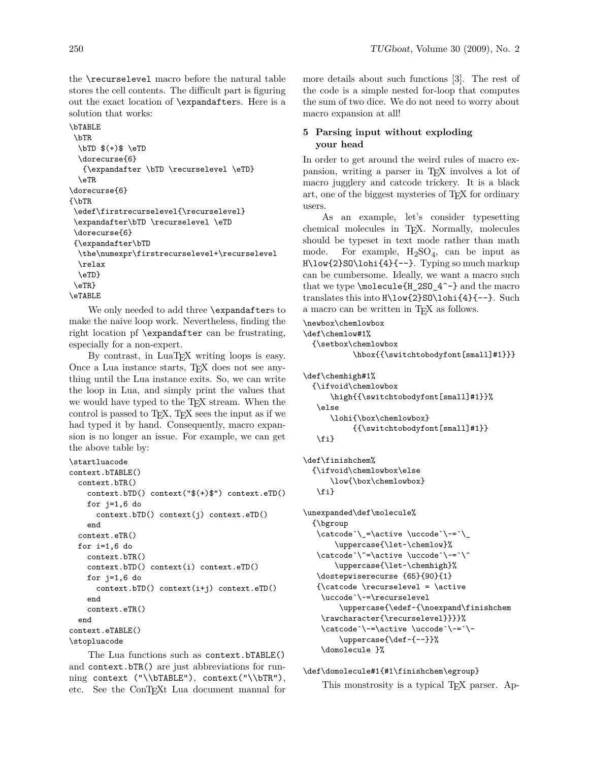the \recurselevel macro before the natural table stores the cell contents. The difficult part is figuring out the exact location of \expandafters. Here is a solution that works:

```
\bTABLE
 \bTR
  \bTD $(+)$ \eTD
  \dorecurse{6}
   {\expandafter \bTD \recurselevel \eTD}
  \eTR
\dorecurse{6}
{\bTR
 \edef\firstrecurselevel{\recurselevel}
 \expandafter\bTD \recurselevel \eTD
 \dorecurse{6}
 {\expandafter\bTD
  \the\numexpr\firstrecurselevel+\recurselevel
  \relax
  \eTD}
 \eTR}
\eTABLE
```

We only needed to add three \expandafters to make the naive loop work. Nevertheless, finding the right location pf \expandafter can be frustrating, especially for a non-expert.

By contrast, in LuaTEX writing loops is easy. Once a Lua instance starts, TEX does not see anything until the Lua instance exits. So, we can write the loop in Lua, and simply print the values that we would have typed to the TEX stream. When the control is passed to TEX, TEX sees the input as if we had typed it by hand. Consequently, macro expansion is no longer an issue. For example, we can get the above table by:

```
\startluacode
context.bTABLE()
  context.bTR()
    context.bTD() context("$(+)$") context.eTD()
    for j=1,6 do
      context.bTD() context(j) context.eTD()
    end
  context.eTR()
  for i=1,6 do
    context.bTR()
    context.bTD() context(i) context.eTD()
    for j=1,6 do
      context.bTD() context(i+j) context.eTD()
    end
    context.eTR()
  end
context.eTABLE()
\stopluacode
```

The Lua functions such as context.bTABLE() and context.bTR() are just abbreviations for running context ("\\bTABLE"), context("\\bTR"), etc. See the ConTEXt Lua document manual for more details about such functions [3]. The rest of the code is a simple nested for-loop that computes the sum of two dice. We do not need to worry about macro expansion at all!

## 5 Parsing input without exploding your head

In order to get around the weird rules of macro expansion, writing a parser in TEX involves a lot of macro jugglery and catcode trickery. It is a black art, one of the biggest mysteries of TEX for ordinary users.

As an example, let's consider typesetting chemical molecules in TEX. Normally, molecules should be typeset in text mode rather than math mode. For example, $\mathrm{H_2SO_4^-}$, can be input as H\low{2}SO\lohi{4}{--}. Typing so much markup can be cumbersome. Ideally, we want a macro such that we type \molecule{H_2SO_4^-} and the macro translates this into H\low{2}SO\lohi{4}{--}. Such a macro can be written in TEX as follows.

```
\newbox\chemlowbox
\def\chemlow#1%
  {\setbox\chemlowbox
          \hbox{{\switchtobodyfont[small]#1}}}

\def\chemhigh#1%
  {\ifvoid\chemlowbox
      \high{{\switchtobodyfont[small]#1}}%
   \else
      \lohi{\box\chemlowbox}
          {{\switchtobodyfont[small]#1}}
   \fi}

\def\finishchem%
  {\ifvoid\chemlowbox\else
      \low{\box\chemlowbox}
   \fi}

\unexpanded\def\molecule%
  {\bgroup
   \catcode`\_=\active \uccode`\~=`\_
      \uppercase{\let~\chemlow}%
   \catcode`\^=\active \uccode`\~=`\^
      \uppercase{\let~\chemhigh}%
   \dostepwiserecurse {65}{90}{1}
   {\catcode \recurselevel = \active
    \uccode`\~=\recurselevel
       \uppercase{\edef~{\noexpand\finishchem
    \rawcharacter{\recurselevel}}}}%
    \catcode`\-=\active \uccode`\~=`\-
       \uppercase{\def~{--}}%
    \domolecule }%

\def\domolecule#1{#1\finishchem\egroup}
```

This monstrosity is a typical TEX parser. Ap-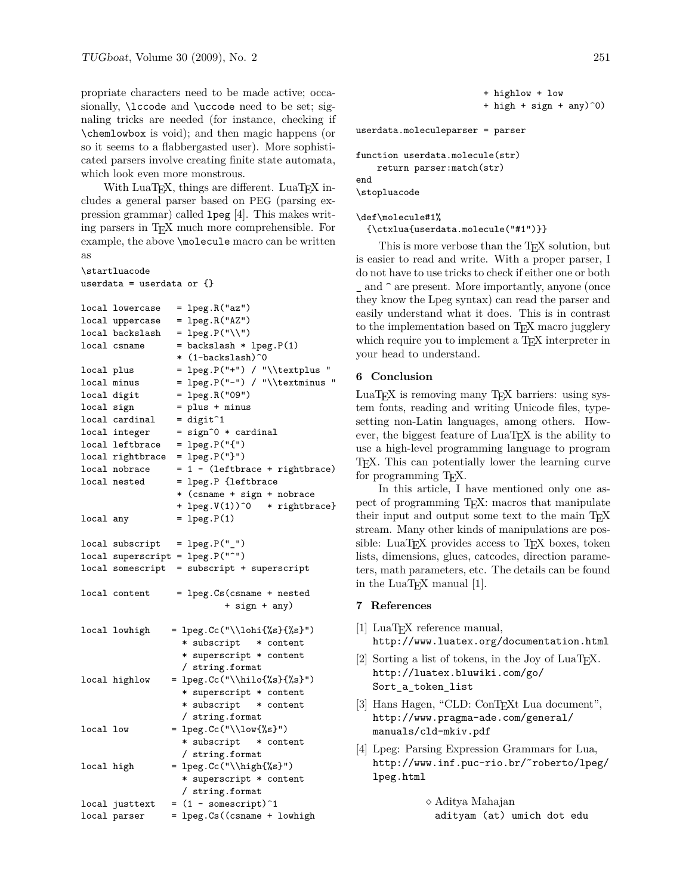propriate characters need to be made active; occasionally, `\lccode` and `\uccode` need to be set; signaling tricks are needed (for instance, checking if `\chemlowbox` is void); and then magic happens (or so it seems to a flabbergasted user). More sophisticated parsers involve creating finite state automata, which look even more monstrous.

With LuaTEX, things are different. LuaTEX includes a general parser based on PEG (parsing expression grammar) called `lpeg` [4]. This makes writing parsers in TEX much more comprehensible. For example, the above `\molecule` macro can be written as

```
\startluacode
userdata = userdata or {}

local lowercase   = lpeg.R("az")
local uppercase   = lpeg.R("AZ")
local backslash   = lpeg.P("\\")
local csname      = backslash * lpeg.P(1)
                  * (1-backslash)^0
local plus        = lpeg.P("+") / "\\textplus "
local minus       = lpeg.P("-") / "\\textminus "
local digit       = lpeg.R("09")
local sign        = plus + minus
local cardinal    = digit^1
local integer     = sign^0 * cardinal
local leftbrace   = lpeg.P("{")
local rightbrace  = lpeg.P("}")
local nobrace     = 1 - (leftbrace + rightbrace)
local nested      = lpeg.P {leftbrace
                  * (csname + sign + nobrace
                  + lpeg.V(1))^0   * rightbrace}
local any         = lpeg.P(1)

local subscript   = lpeg.P("_")
local superscript = lpeg.P("^")
local somescript  = subscript + superscript

local content     = lpeg.Cs(csname + nested
                          + sign + any)

local lowhigh    = lpeg.Cc("\\lohi{%s}{%s}")
                   * subscript   * content
                   * superscript * content
                   / string.format
local highlow    = lpeg.Cc("\\hilo{%s}{%s}")
                   * superscript * content
                   * subscript   * content
                   / string.format
local low        = lpeg.Cc("\\low{%s}")
                   * subscript   * content
                   / string.format
local high       = lpeg.Cc("\\high{%s}")
                   * superscript * content
                   / string.format
local justtext   = (1 - somescript)^1
local parser     = lpeg.Cs((csname + lowhigh
                   + highlow + low
                   + high + sign + any)^0)

userdata.moleculeparser = parser

function userdata.molecule(str)
    return parser:match(str)
end
\stopluacode

\def\molecule#1%
  {\ctxlua{userdata.molecule("#1")}}
```

This is more verbose than the TEX solution, but is easier to read and write. With a proper parser, I do not have to use tricks to check if either one or both _ and ^ are present. More importantly, anyone (once they know the Lpeg syntax) can read the parser and easily understand what it does. This is in contrast to the implementation based on TEX macro jugglery which require you to implement a TEX interpreter in your head to understand.

## 6 Conclusion

LuaTEX is removing many TEX barriers: using system fonts, reading and writing Unicode files, typesetting non-Latin languages, among others. However, the biggest feature of LuaTEX is the ability to use a high-level programming language to program TEX. This can potentially lower the learning curve for programming TEX.

In this article, I have mentioned only one aspect of programming TEX: macros that manipulate their input and output some text to the main TEX stream. Many other kinds of manipulations are possible: LuaTEX provides access to TEX boxes, token lists, dimensions, glues, catcodes, direction parameters, math parameters, etc. The details can be found in the LuaTEX manual [1].

## 7 References

[1] LuaTEX reference manual, `http://www.luatex.org/documentation.html`

[2] Sorting a list of tokens, in the Joy of LuaTEX. `http://luatex.bluwiki.com/go/Sort_a_token_list`

[3] Hans Hagen, "CLD: ConTEXt Lua document", `http://www.pragma-ade.com/general/manuals/cld-mkiv.pdf`

[4] Lpeg: Parsing Expression Grammars for Lua, `http://www.inf.puc-rio.br/~roberto/lpeg/lpeg.html`

◇ Aditya Mahajan
aditya​m (at) umich dot edu